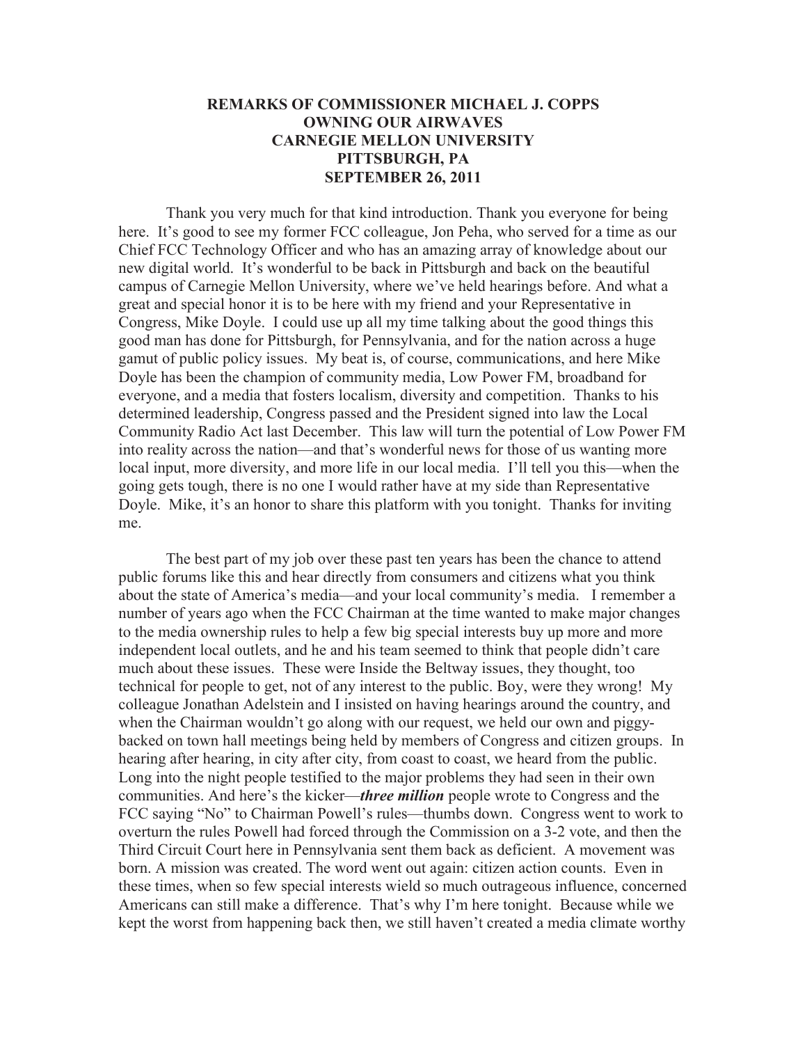# REMARKS OF COMMISSIONER MICHAEL J. COPPS
# OWNING OUR AIRWAVES
# CARNEGIE MELLON UNIVERSITY
# PITTSBURGH, PA
# SEPTEMBER 26, 2011

Thank you very much for that kind introduction. Thank you everyone for being here. It's good to see my former FCC colleague, Jon Peha, who served for a time as our Chief FCC Technology Officer and who has an amazing array of knowledge about our new digital world. It's wonderful to be back in Pittsburgh and back on the beautiful campus of Carnegie Mellon University, where we've held hearings before. And what a great and special honor it is to be here with my friend and your Representative in Congress, Mike Doyle. I could use up all my time talking about the good things this good man has done for Pittsburgh, for Pennsylvania, and for the nation across a huge gamut of public policy issues. My beat is, of course, communications, and here Mike Doyle has been the champion of community media, Low Power FM, broadband for everyone, and a media that fosters localism, diversity and competition. Thanks to his determined leadership, Congress passed and the President signed into law the Local Community Radio Act last December. This law will turn the potential of Low Power FM into reality across the nation—and that's wonderful news for those of us wanting more local input, more diversity, and more life in our local media. I'll tell you this—when the going gets tough, there is no one I would rather have at my side than Representative Doyle. Mike, it's an honor to share this platform with you tonight. Thanks for inviting me.

The best part of my job over these past ten years has been the chance to attend public forums like this and hear directly from consumers and citizens what you think about the state of America's media—and your local community's media. I remember a number of years ago when the FCC Chairman at the time wanted to make major changes to the media ownership rules to help a few big special interests buy up more and more independent local outlets, and he and his team seemed to think that people didn't care much about these issues. These were Inside the Beltway issues, they thought, too technical for people to get, not of any interest to the public. Boy, were they wrong! My colleague Jonathan Adelstein and I insisted on having hearings around the country, and when the Chairman wouldn't go along with our request, we held our own and piggy-backed on town hall meetings being held by members of Congress and citizen groups. In hearing after hearing, in city after city, from coast to coast, we heard from the public. Long into the night people testified to the major problems they had seen in their own communities. And here's the kicker—***three million*** people wrote to Congress and the FCC saying "No" to Chairman Powell's rules—thumbs down. Congress went to work to overturn the rules Powell had forced through the Commission on a 3-2 vote, and then the Third Circuit Court here in Pennsylvania sent them back as deficient. A movement was born. A mission was created. The word went out again: citizen action counts. Even in these times, when so few special interests wield so much outrageous influence, concerned Americans can still make a difference. That's why I'm here tonight. Because while we kept the worst from happening back then, we still haven't created a media climate worthy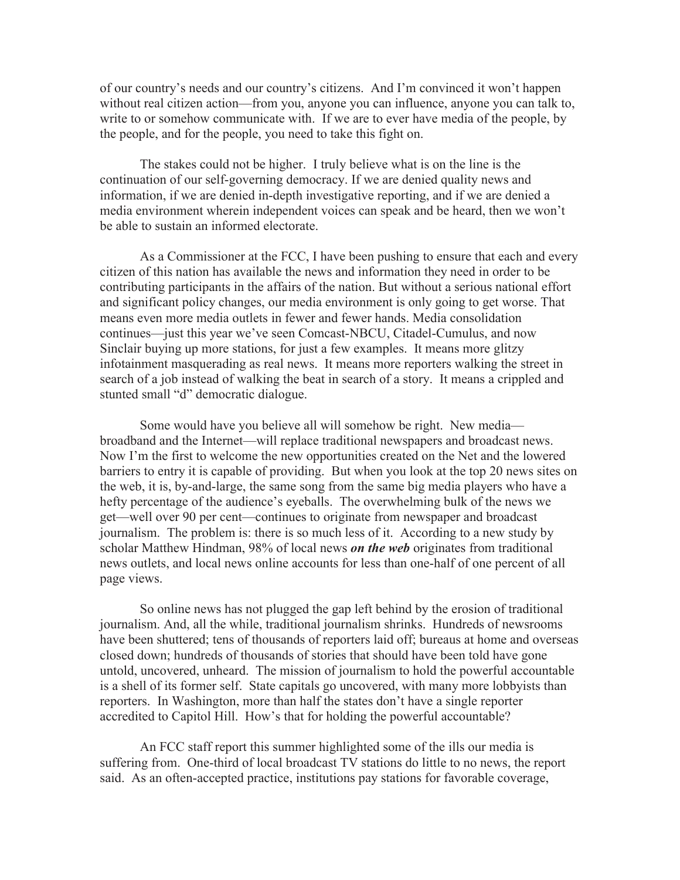of our country's needs and our country's citizens. And I'm convinced it won't happen without real citizen action—from you, anyone you can influence, anyone you can talk to, write to or somehow communicate with. If we are to ever have media of the people, by the people, and for the people, you need to take this fight on.

The stakes could not be higher. I truly believe what is on the line is the continuation of our self-governing democracy. If we are denied quality news and information, if we are denied in-depth investigative reporting, and if we are denied a media environment wherein independent voices can speak and be heard, then we won't be able to sustain an informed electorate.

As a Commissioner at the FCC, I have been pushing to ensure that each and every citizen of this nation has available the news and information they need in order to be contributing participants in the affairs of the nation. But without a serious national effort and significant policy changes, our media environment is only going to get worse. That means even more media outlets in fewer and fewer hands. Media consolidation continues—just this year we've seen Comcast-NBCU, Citadel-Cumulus, and now Sinclair buying up more stations, for just a few examples. It means more glitzy infotainment masquerading as real news. It means more reporters walking the street in search of a job instead of walking the beat in search of a story. It means a crippled and stunted small "d" democratic dialogue.

Some would have you believe all will somehow be right. New media—broadband and the Internet—will replace traditional newspapers and broadcast news. Now I'm the first to welcome the new opportunities created on the Net and the lowered barriers to entry it is capable of providing. But when you look at the top 20 news sites on the web, it is, by-and-large, the same song from the same big media players who have a hefty percentage of the audience's eyeballs. The overwhelming bulk of the news we get—well over 90 per cent—continues to originate from newspaper and broadcast journalism. The problem is: there is so much less of it. According to a new study by scholar Matthew Hindman, 98% of local news ***on the web*** originates from traditional news outlets, and local news online accounts for less than one-half of one percent of all page views.

So online news has not plugged the gap left behind by the erosion of traditional journalism. And, all the while, traditional journalism shrinks. Hundreds of newsrooms have been shuttered; tens of thousands of reporters laid off; bureaus at home and overseas closed down; hundreds of thousands of stories that should have been told have gone untold, uncovered, unheard. The mission of journalism to hold the powerful accountable is a shell of its former self. State capitals go uncovered, with many more lobbyists than reporters. In Washington, more than half the states don't have a single reporter accredited to Capitol Hill. How's that for holding the powerful accountable?

An FCC staff report this summer highlighted some of the ills our media is suffering from. One-third of local broadcast TV stations do little to no news, the report said. As an often-accepted practice, institutions pay stations for favorable coverage,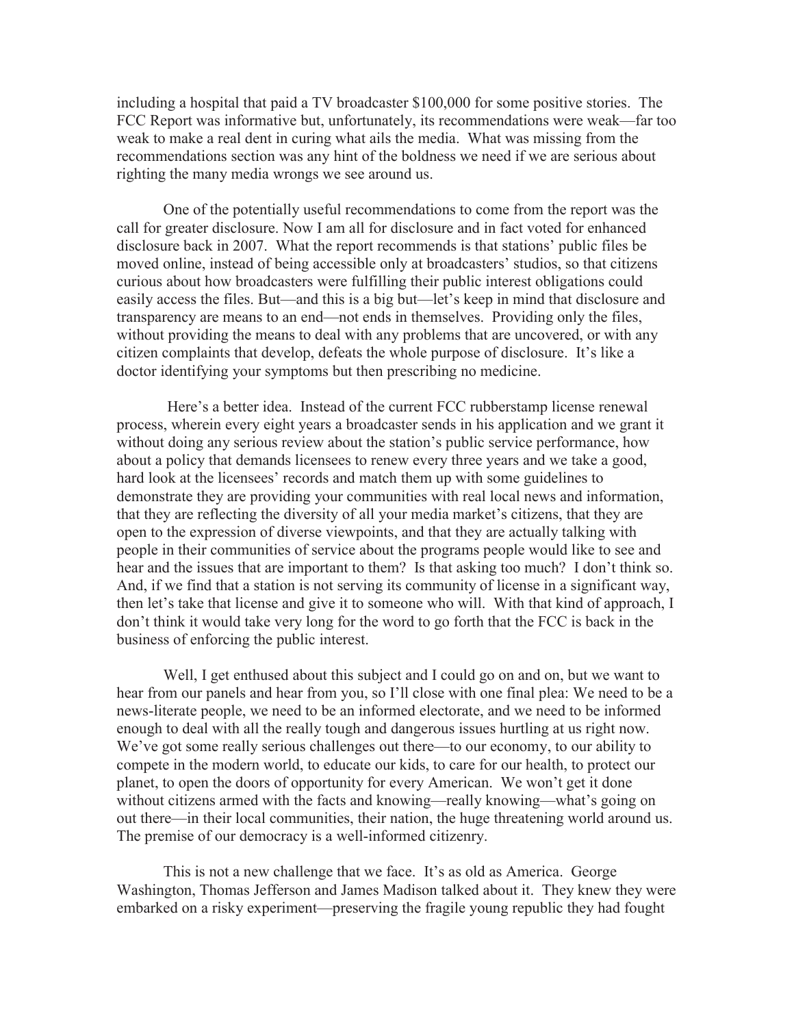including a hospital that paid a TV broadcaster $100,000 for some positive stories. The FCC Report was informative but, unfortunately, its recommendations were weak—far too weak to make a real dent in curing what ails the media. What was missing from the recommendations section was any hint of the boldness we need if we are serious about righting the many media wrongs we see around us.

One of the potentially useful recommendations to come from the report was the call for greater disclosure. Now I am all for disclosure and in fact voted for enhanced disclosure back in 2007. What the report recommends is that stations' public files be moved online, instead of being accessible only at broadcasters' studios, so that citizens curious about how broadcasters were fulfilling their public interest obligations could easily access the files. But—and this is a big but—let's keep in mind that disclosure and transparency are means to an end—not ends in themselves. Providing only the files, without providing the means to deal with any problems that are uncovered, or with any citizen complaints that develop, defeats the whole purpose of disclosure. It's like a doctor identifying your symptoms but then prescribing no medicine.

Here's a better idea. Instead of the current FCC rubberstamp license renewal process, wherein every eight years a broadcaster sends in his application and we grant it without doing any serious review about the station's public service performance, how about a policy that demands licensees to renew every three years and we take a good, hard look at the licensees' records and match them up with some guidelines to demonstrate they are providing your communities with real local news and information, that they are reflecting the diversity of all your media market's citizens, that they are open to the expression of diverse viewpoints, and that they are actually talking with people in their communities of service about the programs people would like to see and hear and the issues that are important to them? Is that asking too much? I don't think so. And, if we find that a station is not serving its community of license in a significant way, then let's take that license and give it to someone who will. With that kind of approach, I don't think it would take very long for the word to go forth that the FCC is back in the business of enforcing the public interest.

Well, I get enthused about this subject and I could go on and on, but we want to hear from our panels and hear from you, so I'll close with one final plea: We need to be a news-literate people, we need to be an informed electorate, and we need to be informed enough to deal with all the really tough and dangerous issues hurtling at us right now. We've got some really serious challenges out there—to our economy, to our ability to compete in the modern world, to educate our kids, to care for our health, to protect our planet, to open the doors of opportunity for every American. We won't get it done without citizens armed with the facts and knowing—really knowing—what's going on out there—in their local communities, their nation, the huge threatening world around us. The premise of our democracy is a well-informed citizenry.

This is not a new challenge that we face. It's as old as America. George Washington, Thomas Jefferson and James Madison talked about it. They knew they were embarked on a risky experiment—preserving the fragile young republic they had fought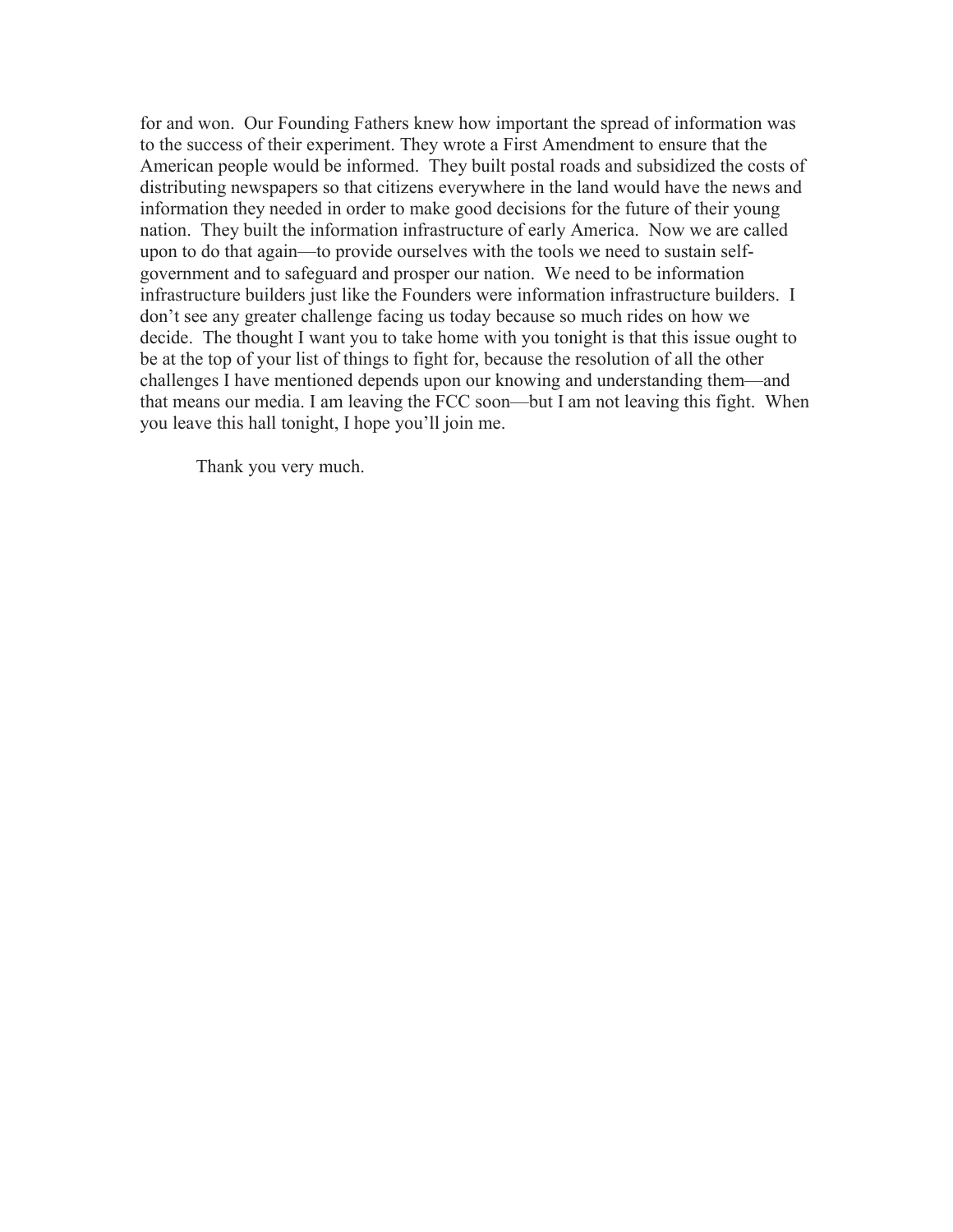for and won. Our Founding Fathers knew how important the spread of information was to the success of their experiment. They wrote a First Amendment to ensure that the American people would be informed. They built postal roads and subsidized the costs of distributing newspapers so that citizens everywhere in the land would have the news and information they needed in order to make good decisions for the future of their young nation. They built the information infrastructure of early America. Now we are called upon to do that again—to provide ourselves with the tools we need to sustain self-government and to safeguard and prosper our nation. We need to be information infrastructure builders just like the Founders were information infrastructure builders. I don't see any greater challenge facing us today because so much rides on how we decide. The thought I want you to take home with you tonight is that this issue ought to be at the top of your list of things to fight for, because the resolution of all the other challenges I have mentioned depends upon our knowing and understanding them—and that means our media. I am leaving the FCC soon—but I am not leaving this fight. When you leave this hall tonight, I hope you'll join me.

Thank you very much.